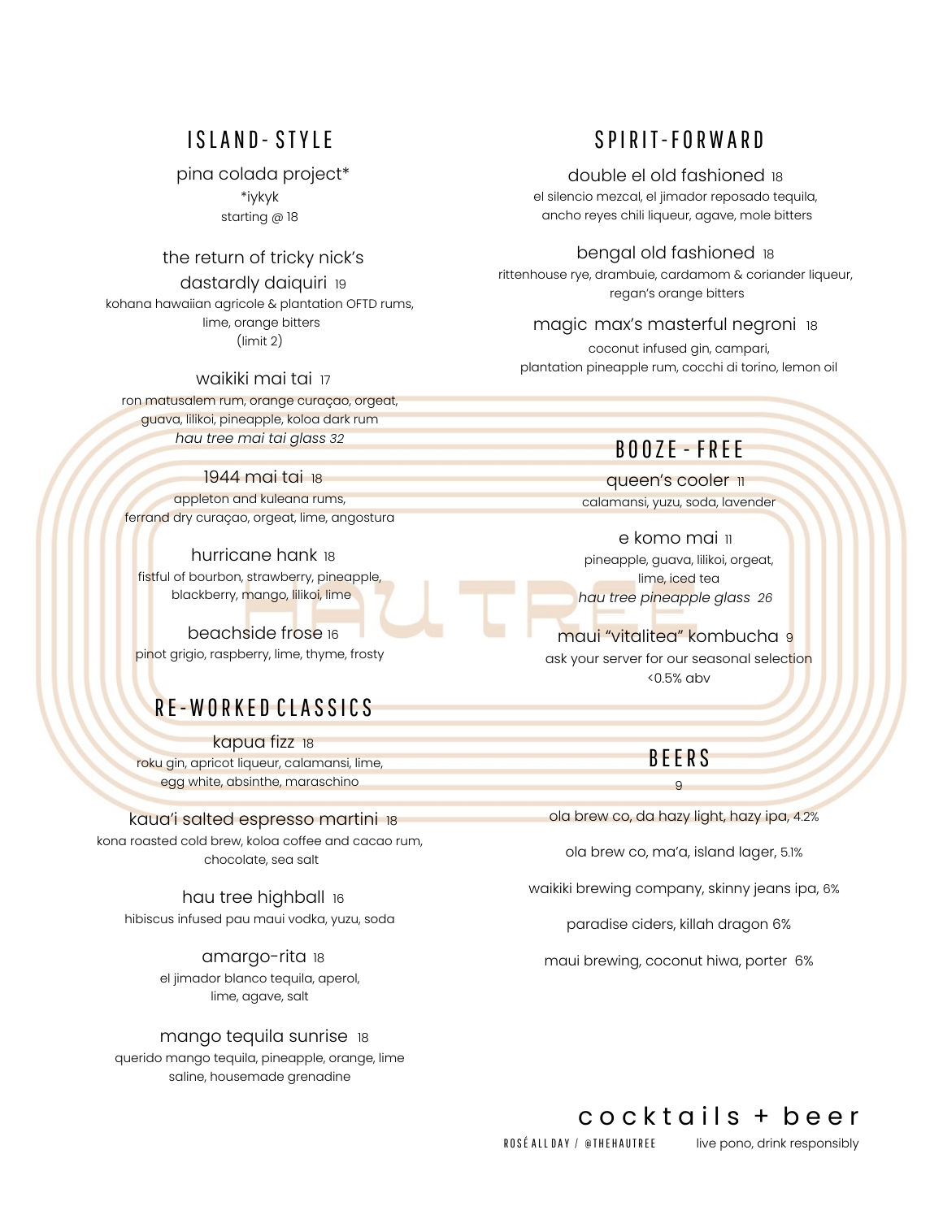## ISLAND-STYLE

**pina colada project*** 
*iykyk
starting @ 18

**the return of tricky nick's dastardly daiquiri** 19
kohana hawaiian agricole & plantation OFTD rums, lime, orange bitters
(limit 2)

**waikiki mai tai** 17
ron matusalem rum, orange curaçao, orgeat, guava, lilikoi, pineapple, koloa dark rum
*hau tree mai tai glass 32*

**1944 mai tai** 18
appleton and kuleana rums, ferrand dry curaçao, orgeat, lime, angostura

**hurricane hank** 18
fistful of bourbon, strawberry, pineapple, blackberry, mango, lilikoi, lime

**beachside frose** 16
pinot grigio, raspberry, lime, thyme, frosty

## RE-WORKED CLASSICS

**kapua fizz** 18
roku gin, apricot liqueur, calamansi, lime, egg white, absinthe, maraschino

**kaua'i salted espresso martini** 18
kona roasted cold brew, koloa coffee and cacao rum, chocolate, sea salt

**hau tree highball** 16
hibiscus infused pau maui vodka, yuzu, soda

**amargo-rita** 18
el jimador blanco tequila, aperol, lime, agave, salt

**mango tequila sunrise** 18
querido mango tequila, pineapple, orange, lime saline, housemade grenadine

## SPIRIT-FORWARD

**double el old fashioned** 18
el silencio mezcal, el jimador reposado tequila, ancho reyes chili liqueur, agave, mole bitters

**bengal old fashioned** 18
rittenhouse rye, drambuie, cardamom & coriander liqueur, regan's orange bitters

**magic max's masterful negroni** 18
coconut infused gin, campari, plantation pineapple rum, cocchi di torino, lemon oil

## BOOZE-FREE

**queen's cooler** 11
calamansi, yuzu, soda, lavender

**e komo mai** 11
pineapple, guava, lilikoi, orgeat, lime, iced tea
*hau tree pineapple glass 26*

**maui "vitalitea" kombucha** 9
ask your server for our seasonal selection
<0.5% abv

## BEERS

9

ola brew co, da hazy light, hazy ipa, 4.2%

ola brew co, ma'a, island lager, 5.1%

waikiki brewing company, skinny jeans ipa, 6%

paradise ciders, killah dragon 6%

maui brewing, coconut hiwa, porter 6%

# cocktails + beer

ROSÉ ALL DAY / @THEHAUTREE

live pono, drink responsibly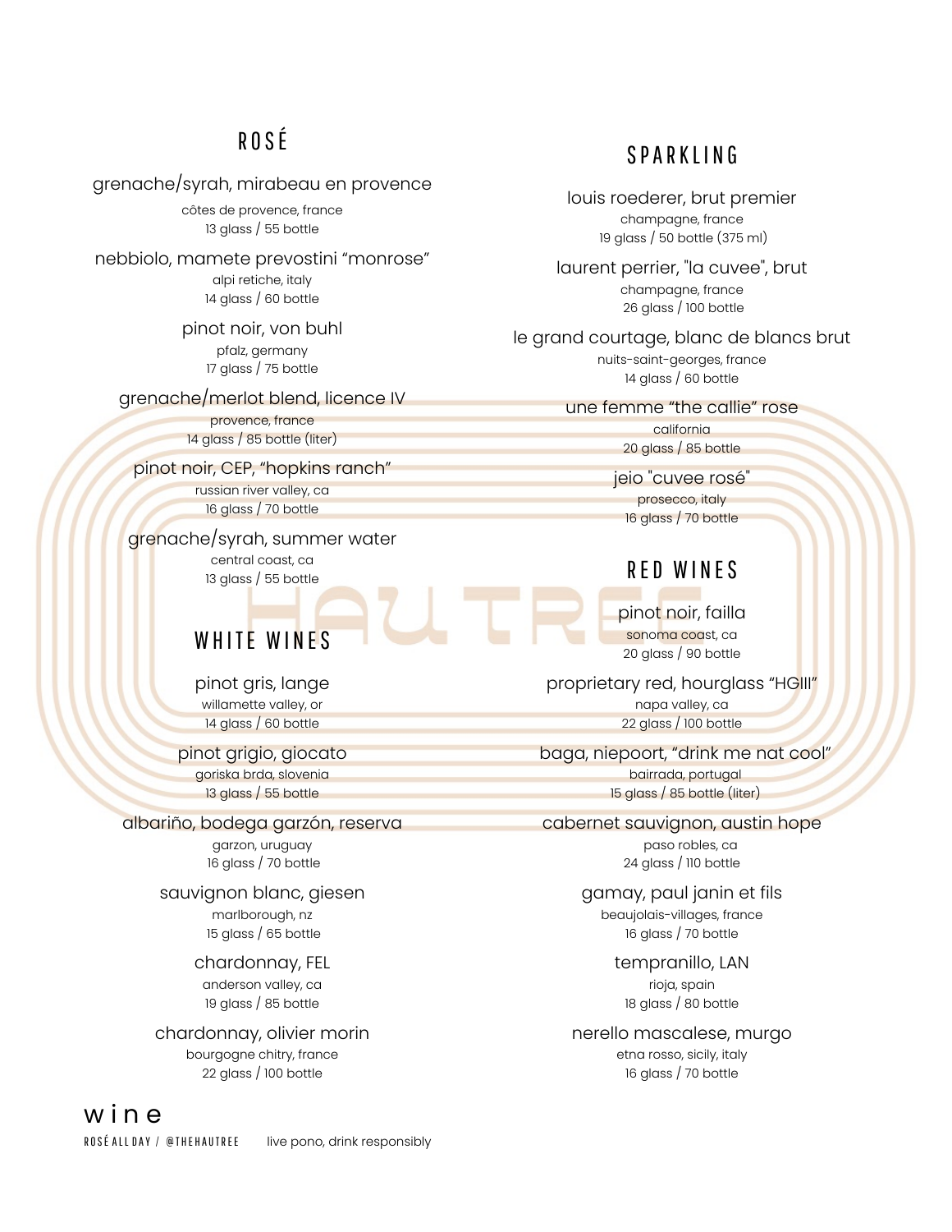## ROSÉ

grenache/syrah, mirabeau en provence
côtes de provence, france
13 glass / 55 bottle

nebbiolo, mamete prevostini "monrose"
alpi retiche, italy
14 glass / 60 bottle

pinot noir, von buhl
pfalz, germany
17 glass / 75 bottle

grenache/merlot blend, licence IV
provence, france
14 glass / 85 bottle (liter)

pinot noir, CEP, "hopkins ranch"
russian river valley, ca
16 glass / 70 bottle

grenache/syrah, summer water
central coast, ca
13 glass / 55 bottle

## WHITE WINES

pinot gris, lange
willamette valley, or
14 glass / 60 bottle

pinot grigio, giocato
goriska brda, slovenia
13 glass / 55 bottle

albariño, bodega garzón, reserva
garzon, uruguay
16 glass / 70 bottle

sauvignon blanc, giesen
marlborough, nz
15 glass / 65 bottle

chardonnay, FEL
anderson valley, ca
19 glass / 85 bottle

chardonnay, olivier morin
bourgogne chitry, france
22 glass / 100 bottle

## SPARKLING

louis roederer, brut premier
champagne, france
19 glass / 50 bottle (375 ml)

laurent perrier, "la cuvee", brut
champagne, france
26 glass / 100 bottle

le grand courtage, blanc de blancs brut
nuits-saint-georges, france
14 glass / 60 bottle

une femme "the callie" rose
california
20 glass / 85 bottle

jeio "cuvee rosé"
prosecco, italy
16 glass / 70 bottle

## RED WINES

pinot noir, failla
sonoma coast, ca
20 glass / 90 bottle

proprietary red, hourglass "HGIII"
napa valley, ca
22 glass / 100 bottle

baga, niepoort, "drink me nat cool"
bairrada, portugal
15 glass / 85 bottle (liter)

cabernet sauvignon, austin hope
paso robles, ca
24 glass / 110 bottle

gamay, paul janin et fils
beaujolais-villages, france
16 glass / 70 bottle

tempranillo, LAN
rioja, spain
18 glass / 80 bottle

nerello mascalese, murgo
etna rosso, sicily, italy
16 glass / 70 bottle

wine

ROSÉ ALL DAY / @THEHAUTREE    live pono, drink responsibly